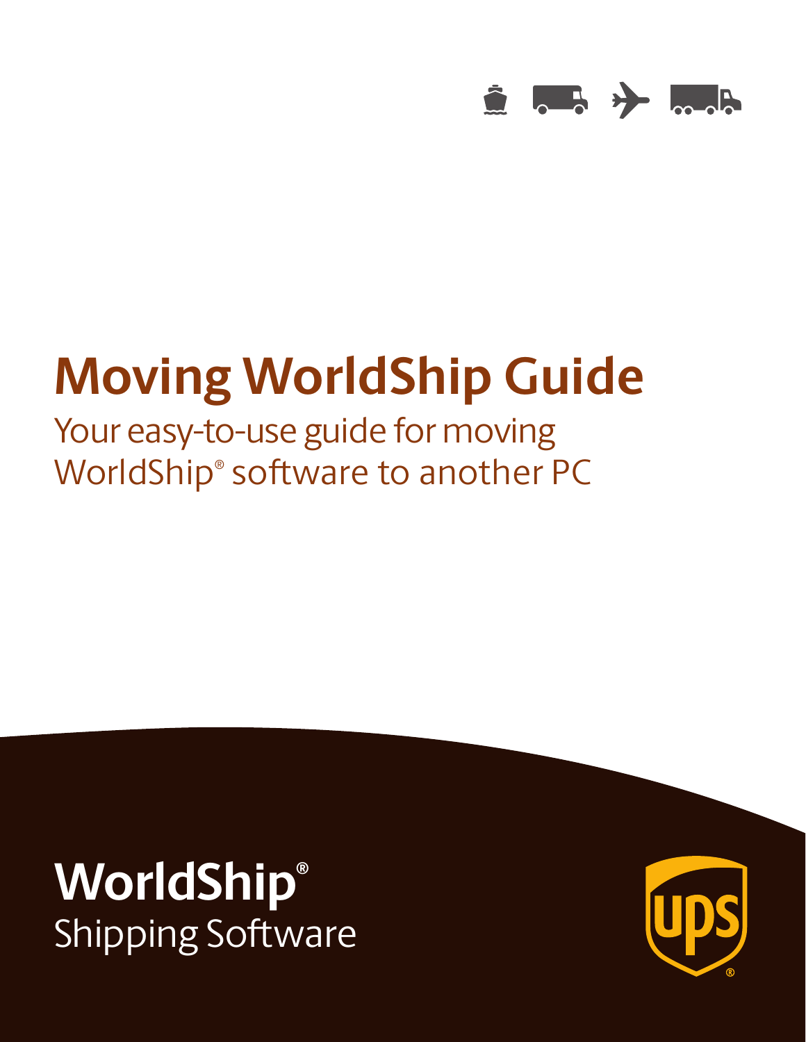# Moving WorldShip Guide

Your easy-to-use guide for moving WorldShip® software to another PC

**WorldShip®**
Shipping Software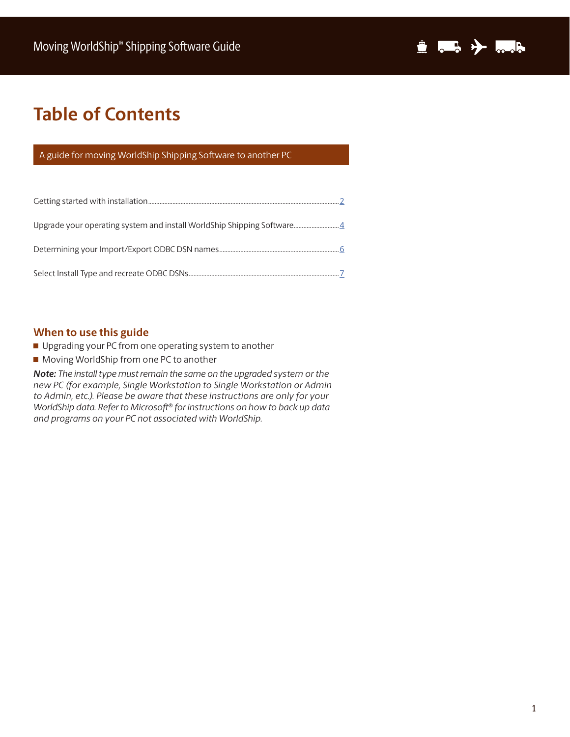# Table of Contents

## A guide for moving WorldShip Shipping Software to another PC

Getting started with installation ........ 2

Upgrade your operating system and install WorldShip Shipping Software ........ 4

Determining your Import/Export ODBC DSN names ........ 6

Select Install Type and recreate ODBC DSNs ........ 7

## When to use this guide

- Upgrading your PC from one operating system to another
- Moving WorldShip from one PC to another

***Note:*** *The install type must remain the same on the upgraded system or the new PC (for example, Single Workstation to Single Workstation or Admin to Admin, etc.). Please be aware that these instructions are only for your WorldShip data. Refer to Microsoft® for instructions on how to back up data and programs on your PC not associated with WorldShip.*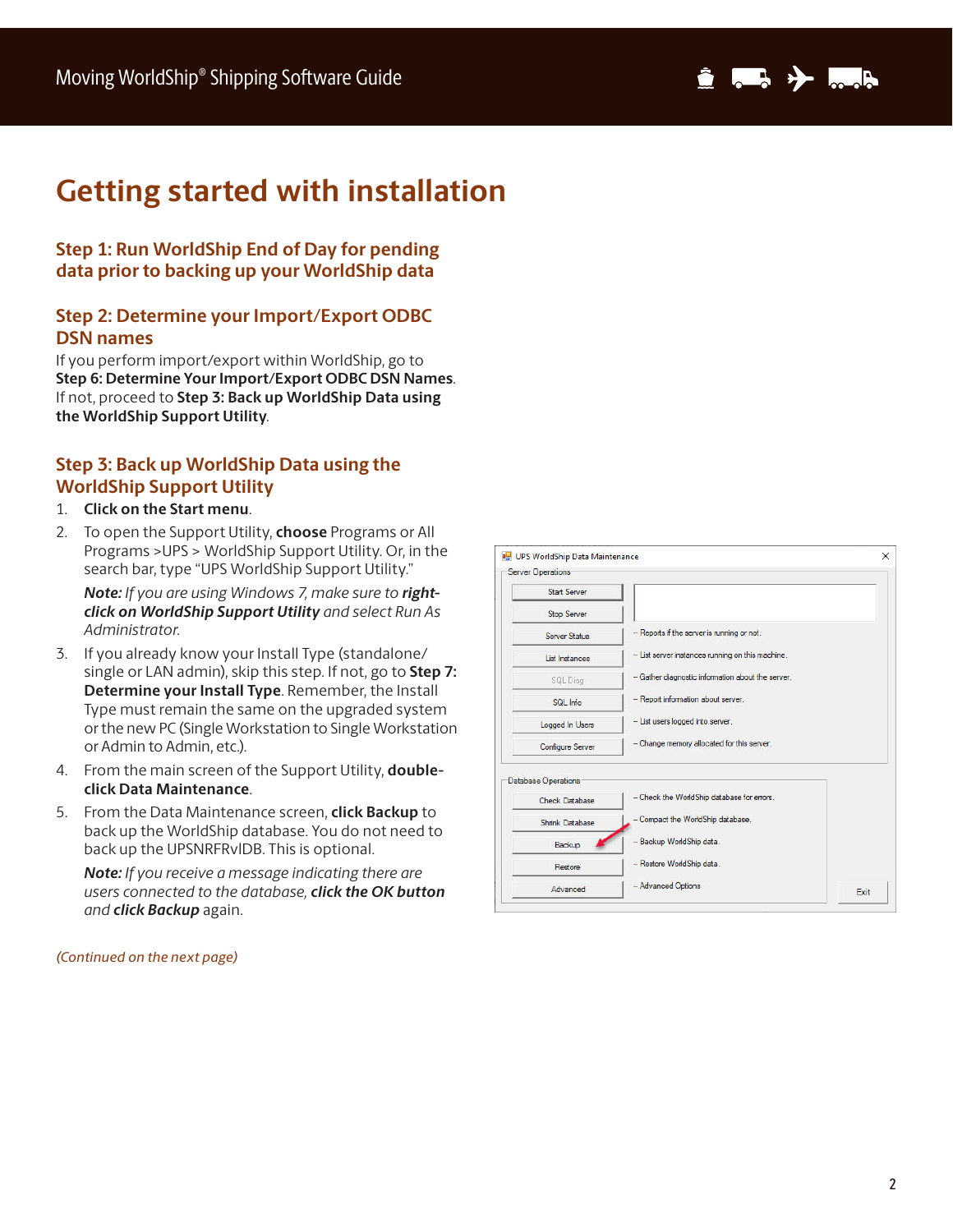# Getting started with installation

## Step 1: Run WorldShip End of Day for pending data prior to backing up your WorldShip data

## Step 2: Determine your Import/Export ODBC DSN names

If you perform import/export within WorldShip, go to **Step 6: Determine Your Import/Export ODBC DSN Names**. If not, proceed to **Step 3: Back up WorldShip Data using the WorldShip Support Utility**.

## Step 3: Back up WorldShip Data using the WorldShip Support Utility

1. **Click on the Start menu**.
2. To open the Support Utility, **choose** Programs or All Programs >UPS > WorldShip Support Utility. Or, in the search bar, type "UPS WorldShip Support Utility."

   ***Note:*** *If you are using Windows 7, make sure to* ***right-click on WorldShip Support Utility*** *and select Run As Administrator.*
3. If you already know your Install Type (standalone/single or LAN admin), skip this step. If not, go to **Step 7: Determine your Install Type**. Remember, the Install Type must remain the same on the upgraded system or the new PC (Single Workstation to Single Workstation or Admin to Admin, etc.).
4. From the main screen of the Support Utility, **double-click Data Maintenance**.
5. From the Data Maintenance screen, **click Backup** to back up the WorldShip database. You do not need to back up the UPSNRFRvIDB. This is optional.

   ***Note:*** *If you receive a message indicating there are users connected to the database,* ***click the OK button*** *and* ***click Backup*** *again.*

*(Continued on the next page)*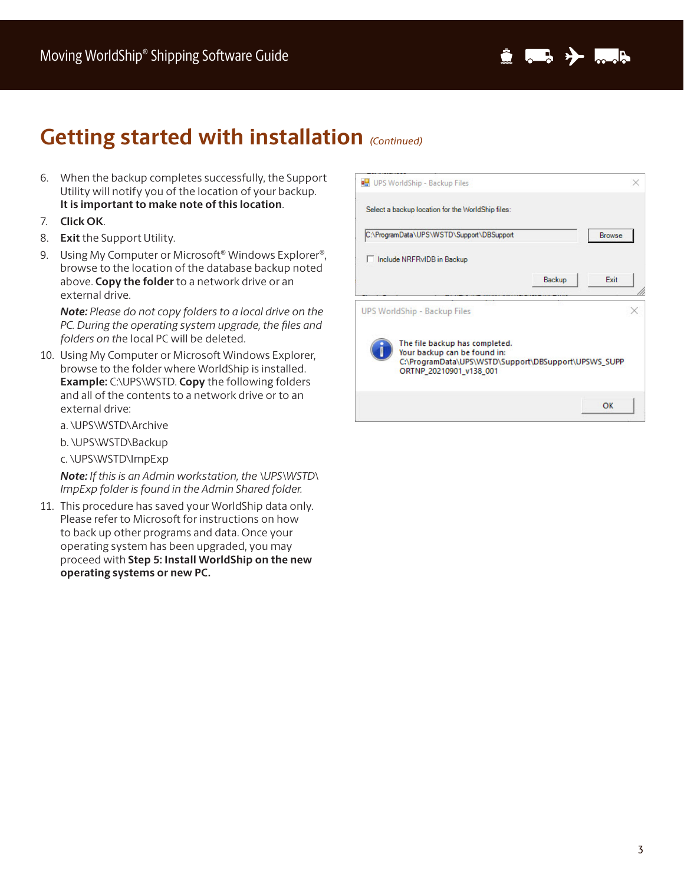# Getting started with installation *(Continued)*

6. When the backup completes successfully, the Support Utility will notify you of the location of your backup. **It is important to make note of this location**.
7. **Click OK**.
8. **Exit** the Support Utility.
9. Using My Computer or Microsoft® Windows Explorer®, browse to the location of the database backup noted above. **Copy the folder** to a network drive or an external drive.

   ***Note:*** *Please do not copy folders to a local drive on the PC. During the operating system upgrade, the files and folders on the* local PC will be deleted.
10. Using My Computer or Microsoft Windows Explorer, browse to the folder where WorldShip is installed. **Example:** C:\UPS\WSTD. **Copy** the following folders and all of the contents to a network drive or to an external drive:

    a. \UPS\WSTD\Archive

    b. \UPS\WSTD\Backup

    c. \UPS\WSTD\ImpExp

    ***Note:*** *If this is an Admin workstation, the \UPS\WSTD\ ImpExp folder is found in the Admin Shared folder.*
11. This procedure has saved your WorldShip data only. Please refer to Microsoft for instructions on how to back up other programs and data. Once your operating system has been upgraded, you may proceed with **Step 5: Install WorldShip on the new operating systems or new PC.**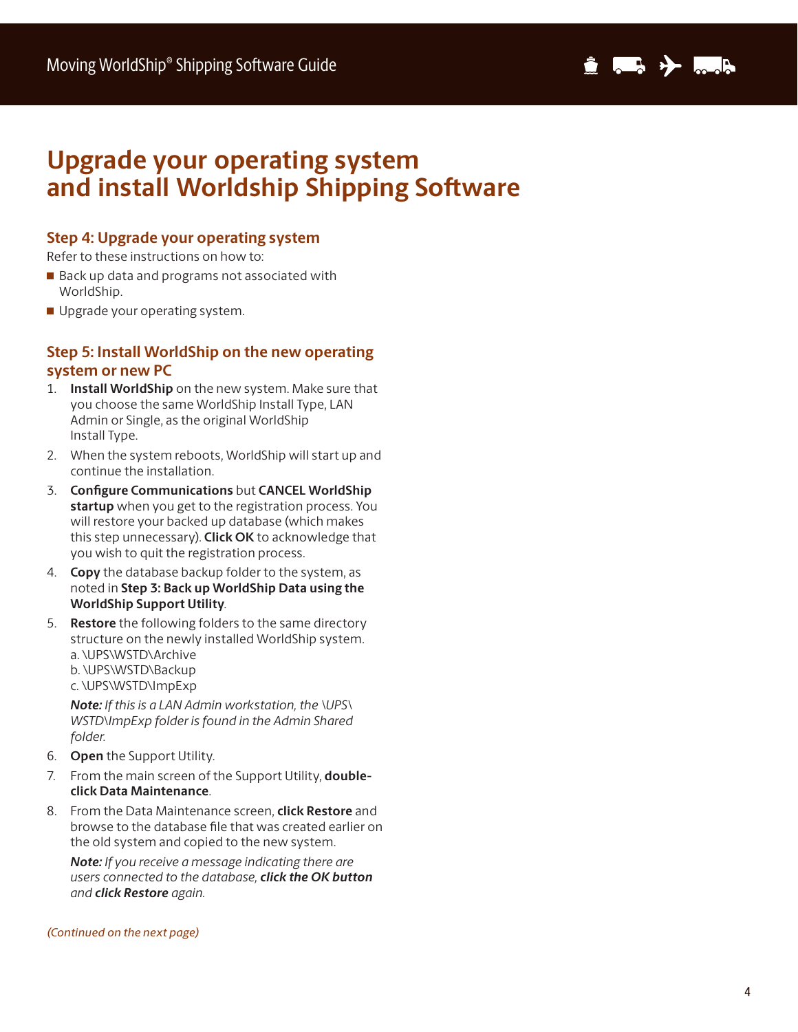# Upgrade your operating system and install Worldship Shipping Software

## Step 4: Upgrade your operating system

Refer to these instructions on how to:

- Back up data and programs not associated with WorldShip.
- Upgrade your operating system.

## Step 5: Install WorldShip on the new operating system or new PC

1. **Install WorldShip** on the new system. Make sure that you choose the same WorldShip Install Type, LAN Admin or Single, as the original WorldShip Install Type.
2. When the system reboots, WorldShip will start up and continue the installation.
3. **Configure Communications** but **CANCEL WorldShip startup** when you get to the registration process. You will restore your backed up database (which makes this step unnecessary). **Click OK** to acknowledge that you wish to quit the registration process.
4. **Copy** the database backup folder to the system, as noted in **Step 3: Back up WorldShip Data using the WorldShip Support Utility**.
5. **Restore** the following folders to the same directory structure on the newly installed WorldShip system.
   a. \UPS\WSTD\Archive
   b. \UPS\WSTD\Backup
   c. \UPS\WSTD\ImpExp

   ***Note:*** *If this is a LAN Admin workstation, the \UPS\WSTD\ImpExp folder is found in the Admin Shared folder.*
6. **Open** the Support Utility.
7. From the main screen of the Support Utility, **double-click Data Maintenance**.
8. From the Data Maintenance screen, **click Restore** and browse to the database file that was created earlier on the old system and copied to the new system.

   ***Note:*** *If you receive a message indicating there are users connected to the database,* ***click the OK button*** *and* ***click Restore*** *again.*

*(Continued on the next page)*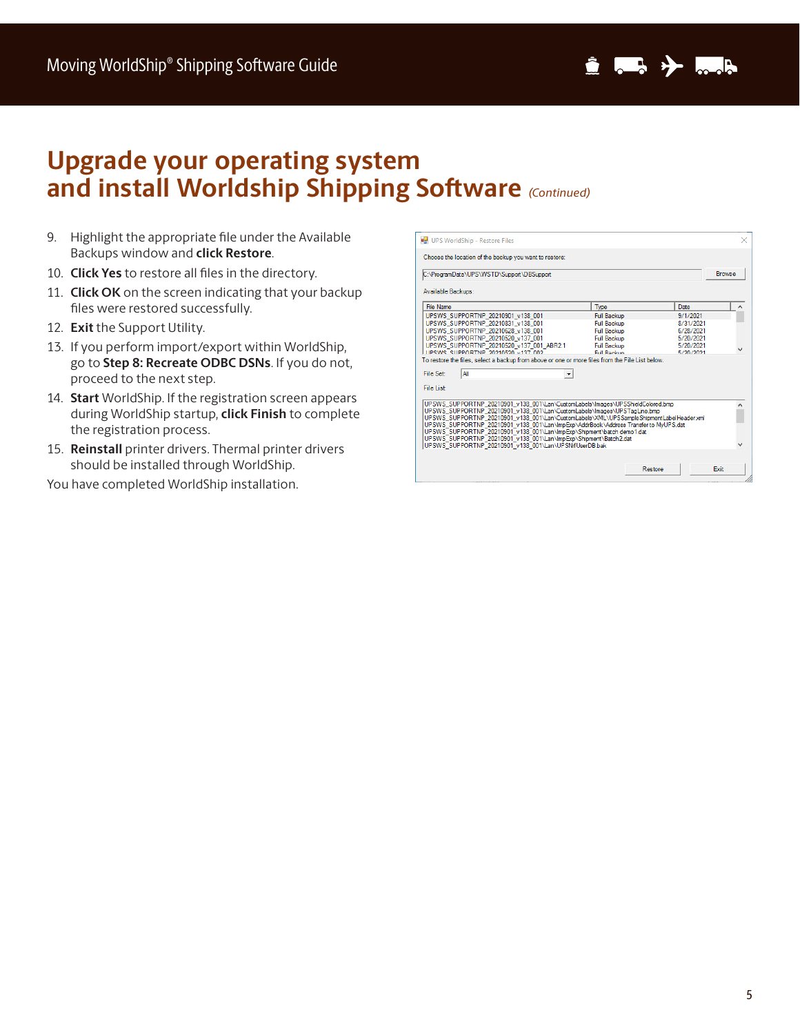# Upgrade your operating system and install Worldship Shipping Software *(Continued)*

9. Highlight the appropriate file under the Available Backups window and **click Restore**.
10. **Click Yes** to restore all files in the directory.
11. **Click OK** on the screen indicating that your backup files were restored successfully.
12. **Exit** the Support Utility.
13. If you perform import/export within WorldShip, go to **Step 8: Recreate ODBC DSNs**. If you do not, proceed to the next step.
14. **Start** WorldShip. If the registration screen appears during WorldShip startup, **click Finish** to complete the registration process.
15. **Reinstall** printer drivers. Thermal printer drivers should be installed through WorldShip.

You have completed WorldShip installation.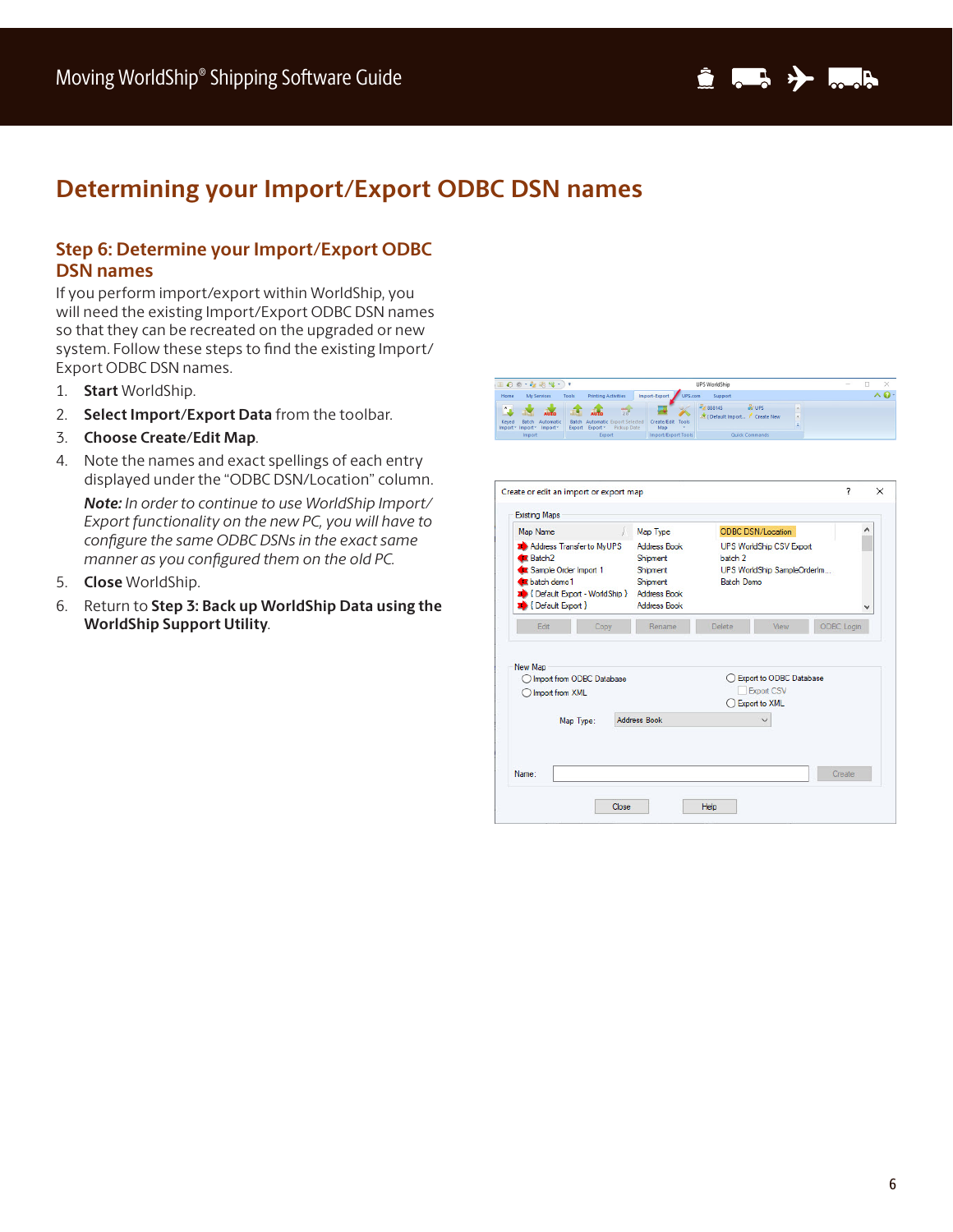# Determining your Import/Export ODBC DSN names

## Step 6: Determine your Import/Export ODBC DSN names

If you perform import/export within WorldShip, you will need the existing Import/Export ODBC DSN names so that they can be recreated on the upgraded or new system. Follow these steps to find the existing Import/Export ODBC DSN names.

1. **Start** WorldShip.
2. **Select Import/Export Data** from the toolbar.
3. **Choose Create/Edit Map**.
4. Note the names and exact spellings of each entry displayed under the "ODBC DSN/Location" column.

   ***Note:*** *In order to continue to use WorldShip Import/Export functionality on the new PC, you will have to configure the same ODBC DSNs in the exact same manner as you configured them on the old PC.*
5. **Close** WorldShip.
6. Return to **Step 3: Back up WorldShip Data using the WorldShip Support Utility**.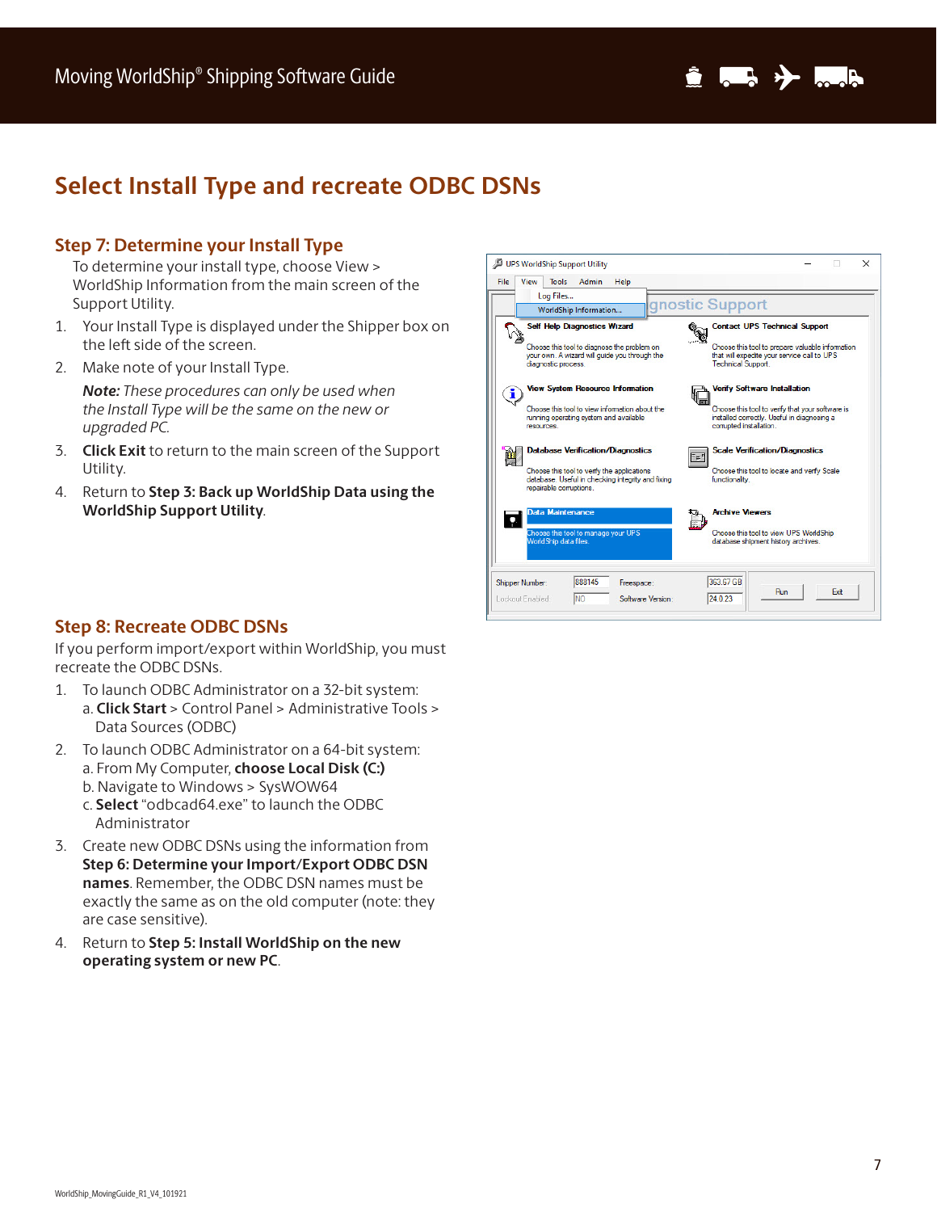# Select Install Type and recreate ODBC DSNs

## Step 7: Determine your Install Type

To determine your install type, choose View > WorldShip Information from the main screen of the Support Utility.

1. Your Install Type is displayed under the Shipper box on the left side of the screen.
2. Make note of your Install Type.

   ***Note:*** *These procedures can only be used when the Install Type will be the same on the new or upgraded PC.*

3. **Click Exit** to return to the main screen of the Support Utility.
4. Return to **Step 3: Back up WorldShip Data using the WorldShip Support Utility**.

## Step 8: Recreate ODBC DSNs

If you perform import/export within WorldShip, you must recreate the ODBC DSNs.

1. To launch ODBC Administrator on a 32-bit system:
   a. **Click Start** > Control Panel > Administrative Tools > Data Sources (ODBC)
2. To launch ODBC Administrator on a 64-bit system:
   a. From My Computer, **choose Local Disk (C:)**
   b. Navigate to Windows > SysWOW64
   c. **Select** "odbcad64.exe" to launch the ODBC Administrator
3. Create new ODBC DSNs using the information from **Step 6: Determine your Import/Export ODBC DSN names**. Remember, the ODBC DSN names must be exactly the same as on the old computer (note: they are case sensitive).
4. Return to **Step 5: Install WorldShip on the new operating system or new PC**.

WorldShip_MovingGuide_R1_V4_101921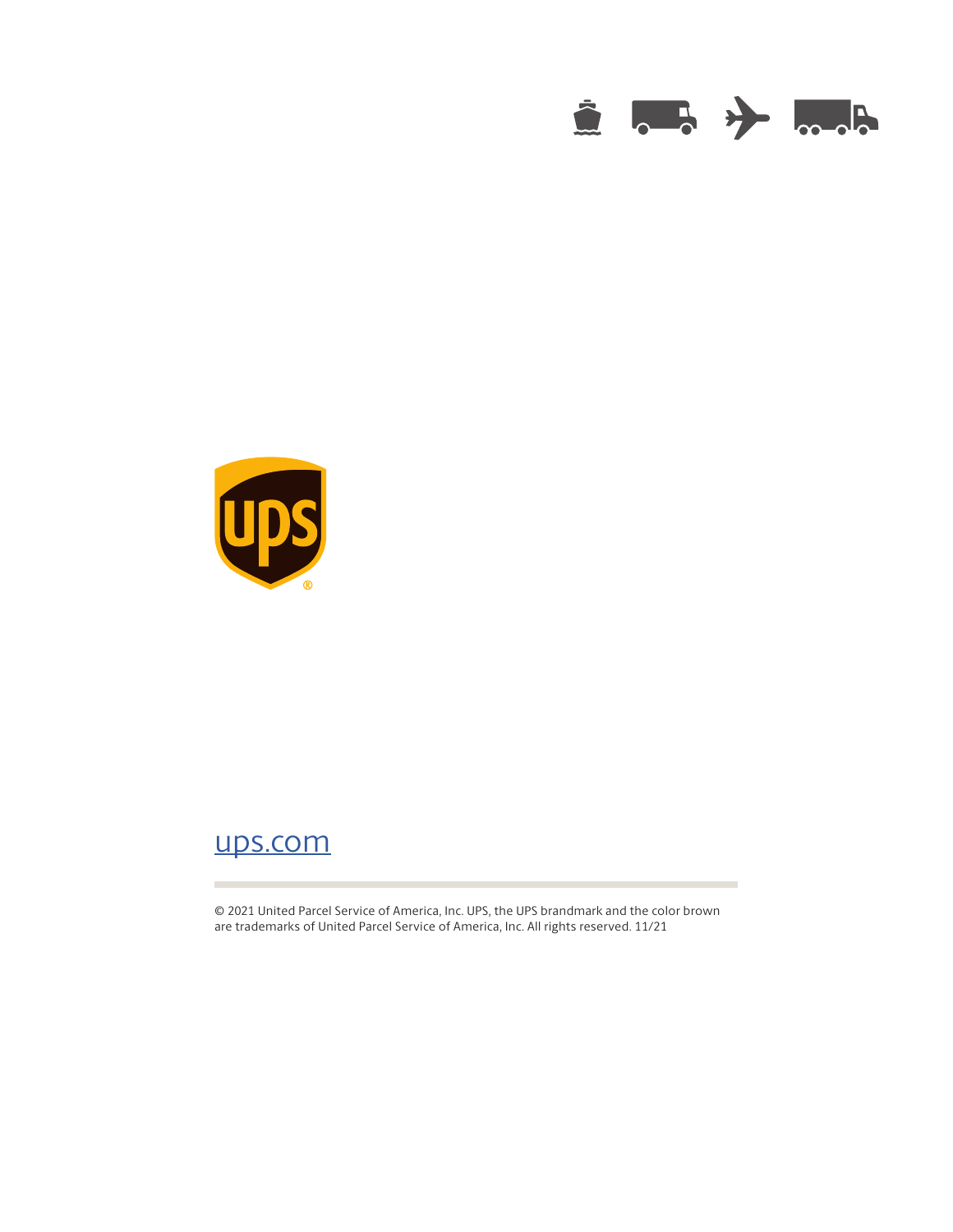ups.com

© 2021 United Parcel Service of America, Inc. UPS, the UPS brandmark and the color brown are trademarks of United Parcel Service of America, Inc. All rights reserved. 11/21